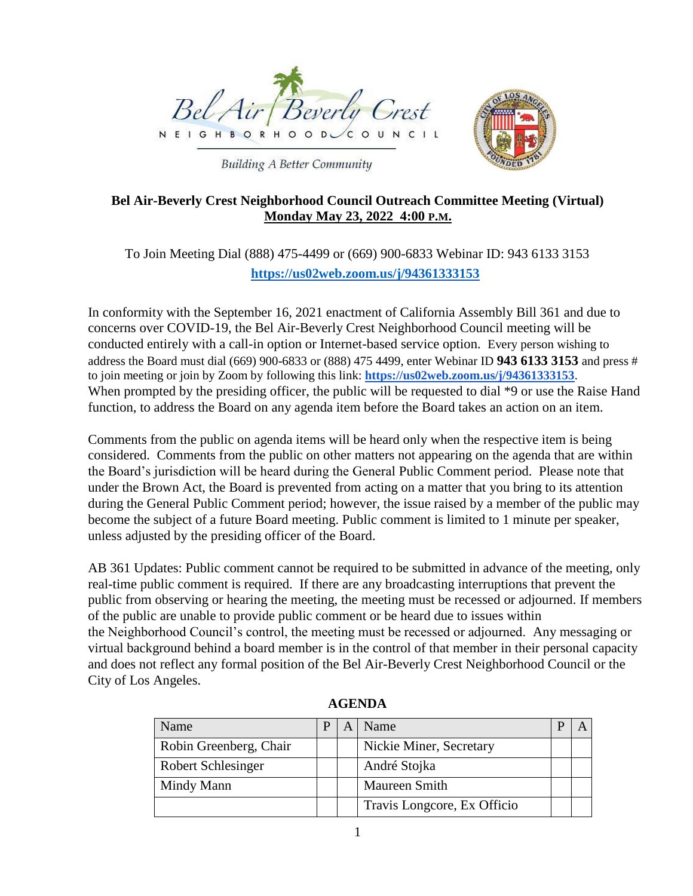Bel Air Beverly Crest
NEIGHBORHOOD COUNCIL
Building A Better Community

**Bel Air-Beverly Crest Neighborhood Council Outreach Committee Meeting (Virtual)**
**Monday May 23, 2022 4:00 P.M.**

To Join Meeting Dial (888) 475-4499 or (669) 900-6833 Webinar ID: 943 6133 3153
**https://us02web.zoom.us/j/94361333153**

In conformity with the September 16, 2021 enactment of California Assembly Bill 361 and due to concerns over COVID-19, the Bel Air-Beverly Crest Neighborhood Council meeting will be conducted entirely with a call-in option or Internet-based service option. Every person wishing to address the Board must dial (669) 900-6833 or (888) 475 4499, enter Webinar ID **943 6133 3153** and press # to join meeting or join by Zoom by following this link: **https://us02web.zoom.us/j/94361333153**. When prompted by the presiding officer, the public will be requested to dial *9 or use the Raise Hand function, to address the Board on any agenda item before the Board takes an action on an item.

Comments from the public on agenda items will be heard only when the respective item is being considered. Comments from the public on other matters not appearing on the agenda that are within the Board's jurisdiction will be heard during the General Public Comment period. Please note that under the Brown Act, the Board is prevented from acting on a matter that you bring to its attention during the General Public Comment period; however, the issue raised by a member of the public may become the subject of a future Board meeting. Public comment is limited to 1 minute per speaker, unless adjusted by the presiding officer of the Board.

AB 361 Updates: Public comment cannot be required to be submitted in advance of the meeting, only real-time public comment is required. If there are any broadcasting interruptions that prevent the public from observing or hearing the meeting, the meeting must be recessed or adjourned. If members of the public are unable to provide public comment or be heard due to issues within the Neighborhood Council's control, the meeting must be recessed or adjourned. Any messaging or virtual background behind a board member is in the control of that member in their personal capacity and does not reflect any formal position of the Bel Air-Beverly Crest Neighborhood Council or the City of Los Angeles.

**AGENDA**

| Name | P | A | Name | P | A |
|---|---|---|---|---|---|
| Robin Greenberg, Chair | | | Nickie Miner, Secretary | | |
| Robert Schlesinger | | | André Stojka | | |
| Mindy Mann | | | Maureen Smith | | |
| | | | Travis Longcore, Ex Officio | | |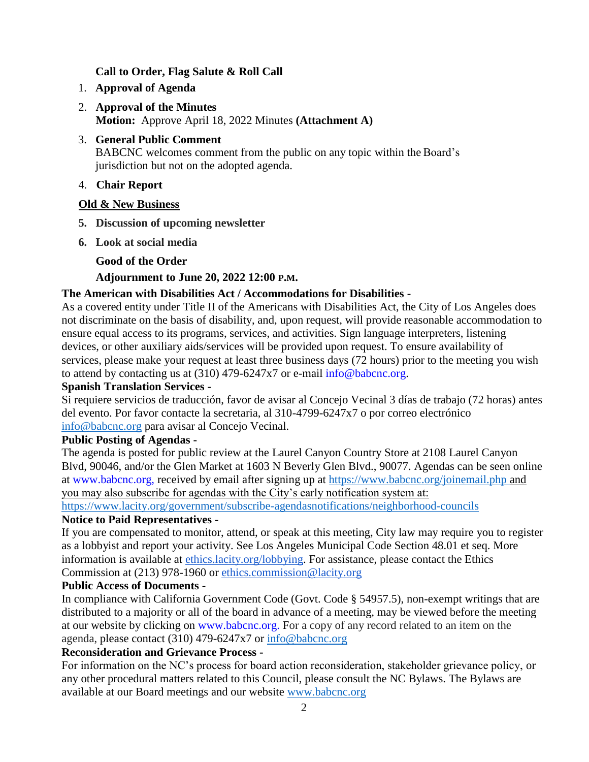**Call to Order, Flag Salute & Roll Call**

1. **Approval of Agenda**
2. **Approval of the Minutes**
   **Motion:** Approve April 18, 2022 Minutes **(Attachment A)**
3. **General Public Comment**
   BABCNC welcomes comment from the public on any topic within the Board's jurisdiction but not on the adopted agenda.
4. **Chair Report**

**Old & New Business**

5. **Discussion of upcoming newsletter**
6. **Look at social media**

**Good of the Order**

**Adjournment to June 20, 2022 12:00 P.M.**

**The American with Disabilities Act / Accommodations for Disabilities -**
As a covered entity under Title II of the Americans with Disabilities Act, the City of Los Angeles does not discriminate on the basis of disability, and, upon request, will provide reasonable accommodation to ensure equal access to its programs, services, and activities. Sign language interpreters, listening devices, or other auxiliary aids/services will be provided upon request. To ensure availability of services, please make your request at least three business days (72 hours) prior to the meeting you wish to attend by contacting us at (310) 479-6247x7 or e-mail info@babcnc.org.

**Spanish Translation Services -**
Si requiere servicios de traducción, favor de avisar al Concejo Vecinal 3 días de trabajo (72 horas) antes del evento. Por favor contacte la secretaria, al 310-4799-6247x7 o por correo electrónico info@babcnc.org para avisar al Concejo Vecinal.

**Public Posting of Agendas -**
The agenda is posted for public review at the Laurel Canyon Country Store at 2108 Laurel Canyon Blvd, 90046, and/or the Glen Market at 1603 N Beverly Glen Blvd., 90077. Agendas can be seen online at www.babcnc.org, received by email after signing up at https://www.babcnc.org/joinemail.php and you may also subscribe for agendas with the City's early notification system at: https://www.lacity.org/government/subscribe-agendasnotifications/neighborhood-councils

**Notice to Paid Representatives -**
If you are compensated to monitor, attend, or speak at this meeting, City law may require you to register as a lobbyist and report your activity. See Los Angeles Municipal Code Section 48.01 et seq. More information is available at ethics.lacity.org/lobbying. For assistance, please contact the Ethics Commission at (213) 978-1960 or ethics.commission@lacity.org

**Public Access of Documents -**
In compliance with California Government Code (Govt. Code § 54957.5), non-exempt writings that are distributed to a majority or all of the board in advance of a meeting, may be viewed before the meeting at our website by clicking on www.babcnc.org. For a copy of any record related to an item on the agenda, please contact (310) 479-6247x7 or info@babcnc.org

**Reconsideration and Grievance Process -**
For information on the NC's process for board action reconsideration, stakeholder grievance policy, or any other procedural matters related to this Council, please consult the NC Bylaws. The Bylaws are available at our Board meetings and our website www.babcnc.org